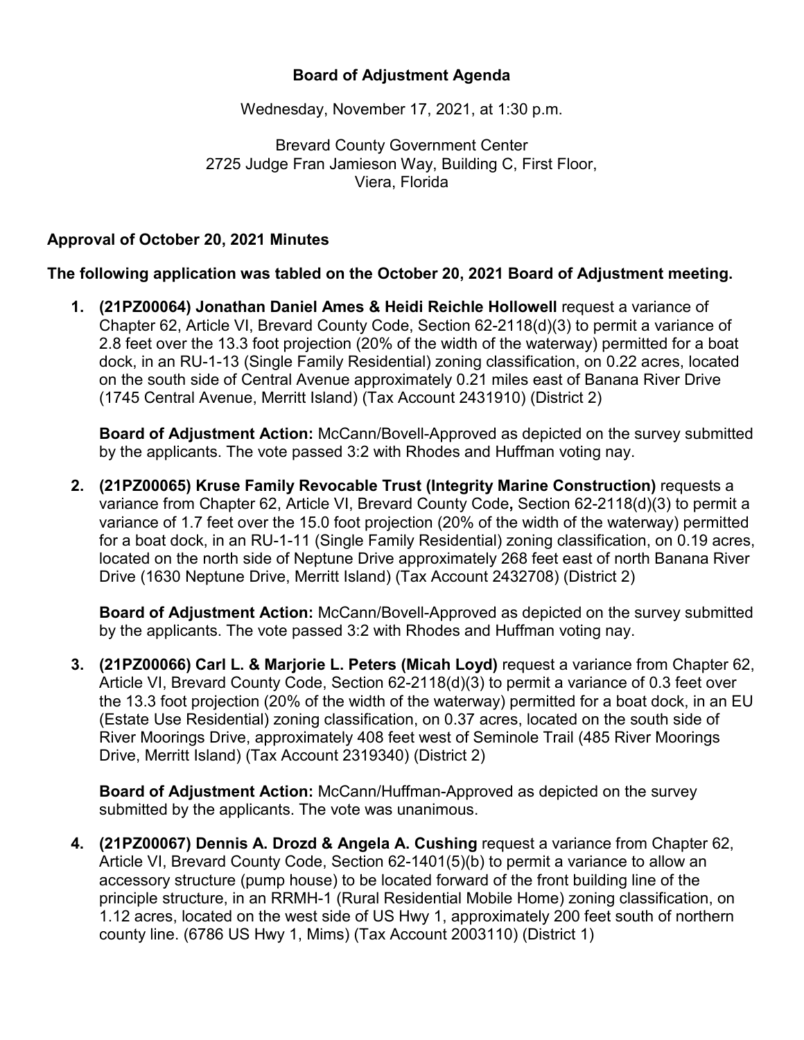**Board of Adjustment Agenda**

Wednesday, November 17, 2021, at 1:30 p.m.

Brevard County Government Center
2725 Judge Fran Jamieson Way, Building C, First Floor,
Viera, Florida

**Approval of October 20, 2021 Minutes**

**The following application was tabled on the October 20, 2021 Board of Adjustment meeting.**

1. **(21PZ00064) Jonathan Daniel Ames & Heidi Reichle Hollowell** request a variance of Chapter 62, Article VI, Brevard County Code, Section 62-2118(d)(3) to permit a variance of 2.8 feet over the 13.3 foot projection (20% of the width of the waterway) permitted for a boat dock, in an RU-1-13 (Single Family Residential) zoning classification, on 0.22 acres, located on the south side of Central Avenue approximately 0.21 miles east of Banana River Drive (1745 Central Avenue, Merritt Island) (Tax Account 2431910) (District 2)

   **Board of Adjustment Action:** McCann/Bovell-Approved as depicted on the survey submitted by the applicants. The vote passed 3:2 with Rhodes and Huffman voting nay.

2. **(21PZ00065) Kruse Family Revocable Trust (Integrity Marine Construction)** requests a variance from Chapter 62, Article VI, Brevard County Code**,** Section 62-2118(d)(3) to permit a variance of 1.7 feet over the 15.0 foot projection (20% of the width of the waterway) permitted for a boat dock, in an RU-1-11 (Single Family Residential) zoning classification, on 0.19 acres, located on the north side of Neptune Drive approximately 268 feet east of north Banana River Drive (1630 Neptune Drive, Merritt Island) (Tax Account 2432708) (District 2)

   **Board of Adjustment Action:** McCann/Bovell-Approved as depicted on the survey submitted by the applicants. The vote passed 3:2 with Rhodes and Huffman voting nay.

3. **(21PZ00066) Carl L. & Marjorie L. Peters (Micah Loyd)** request a variance from Chapter 62, Article VI, Brevard County Code, Section 62-2118(d)(3) to permit a variance of 0.3 feet over the 13.3 foot projection (20% of the width of the waterway) permitted for a boat dock, in an EU (Estate Use Residential) zoning classification, on 0.37 acres, located on the south side of River Moorings Drive, approximately 408 feet west of Seminole Trail (485 River Moorings Drive, Merritt Island) (Tax Account 2319340) (District 2)

   **Board of Adjustment Action:** McCann/Huffman-Approved as depicted on the survey submitted by the applicants. The vote was unanimous.

4. **(21PZ00067) Dennis A. Drozd & Angela A. Cushing** request a variance from Chapter 62, Article VI, Brevard County Code, Section 62-1401(5)(b) to permit a variance to allow an accessory structure (pump house) to be located forward of the front building line of the principle structure, in an RRMH-1 (Rural Residential Mobile Home) zoning classification, on 1.12 acres, located on the west side of US Hwy 1, approximately 200 feet south of northern county line. (6786 US Hwy 1, Mims) (Tax Account 2003110) (District 1)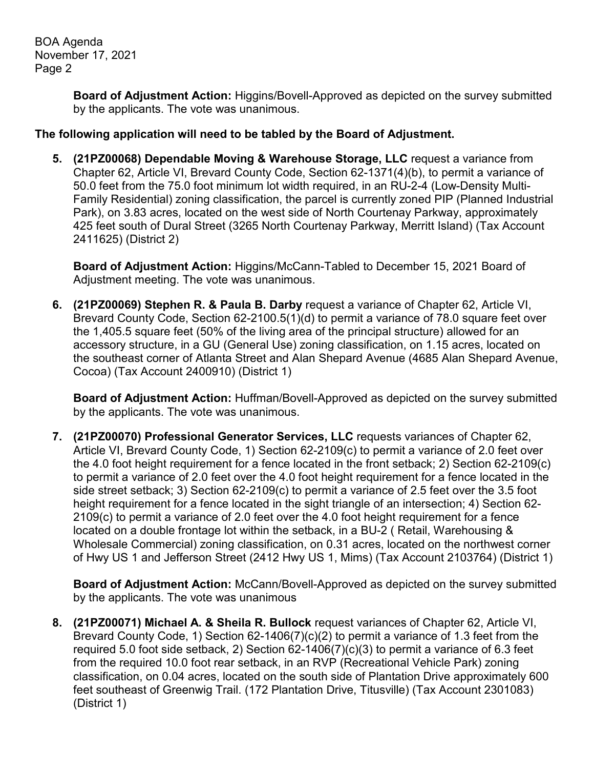**Board of Adjustment Action:** Higgins/Bovell-Approved as depicted on the survey submitted by the applicants. The vote was unanimous.

**The following application will need to be tabled by the Board of Adjustment.**

5. **(21PZ00068) Dependable Moving & Warehouse Storage, LLC** request a variance from Chapter 62, Article VI, Brevard County Code, Section 62-1371(4)(b), to permit a variance of 50.0 feet from the 75.0 foot minimum lot width required, in an RU-2-4 (Low-Density Multi-Family Residential) zoning classification, the parcel is currently zoned PIP (Planned Industrial Park), on 3.83 acres, located on the west side of North Courtenay Parkway, approximately 425 feet south of Dural Street (3265 North Courtenay Parkway, Merritt Island) (Tax Account 2411625) (District 2)

   **Board of Adjustment Action:** Higgins/McCann-Tabled to December 15, 2021 Board of Adjustment meeting. The vote was unanimous.

6. **(21PZ00069) Stephen R. & Paula B. Darby** request a variance of Chapter 62, Article VI, Brevard County Code, Section 62-2100.5(1)(d) to permit a variance of 78.0 square feet over the 1,405.5 square feet (50% of the living area of the principal structure) allowed for an accessory structure, in a GU (General Use) zoning classification, on 1.15 acres, located on the southeast corner of Atlanta Street and Alan Shepard Avenue (4685 Alan Shepard Avenue, Cocoa) (Tax Account 2400910) (District 1)

   **Board of Adjustment Action:** Huffman/Bovell-Approved as depicted on the survey submitted by the applicants. The vote was unanimous.

7. **(21PZ00070) Professional Generator Services, LLC** requests variances of Chapter 62, Article VI, Brevard County Code, 1) Section 62-2109(c) to permit a variance of 2.0 feet over the 4.0 foot height requirement for a fence located in the front setback; 2) Section 62-2109(c) to permit a variance of 2.0 feet over the 4.0 foot height requirement for a fence located in the side street setback; 3) Section 62-2109(c) to permit a variance of 2.5 feet over the 3.5 foot height requirement for a fence located in the sight triangle of an intersection; 4) Section 62-2109(c) to permit a variance of 2.0 feet over the 4.0 foot height requirement for a fence located on a double frontage lot within the setback, in a BU-2 ( Retail, Warehousing & Wholesale Commercial) zoning classification, on 0.31 acres, located on the northwest corner of Hwy US 1 and Jefferson Street (2412 Hwy US 1, Mims) (Tax Account 2103764) (District 1)

   **Board of Adjustment Action:** McCann/Bovell-Approved as depicted on the survey submitted by the applicants. The vote was unanimous

8. **(21PZ00071) Michael A. & Sheila R. Bullock** request variances of Chapter 62, Article VI, Brevard County Code, 1) Section 62-1406(7)(c)(2) to permit a variance of 1.3 feet from the required 5.0 foot side setback, 2) Section 62-1406(7)(c)(3) to permit a variance of 6.3 feet from the required 10.0 foot rear setback, in an RVP (Recreational Vehicle Park) zoning classification, on 0.04 acres, located on the south side of Plantation Drive approximately 600 feet southeast of Greenwig Trail. (172 Plantation Drive, Titusville) (Tax Account 2301083) (District 1)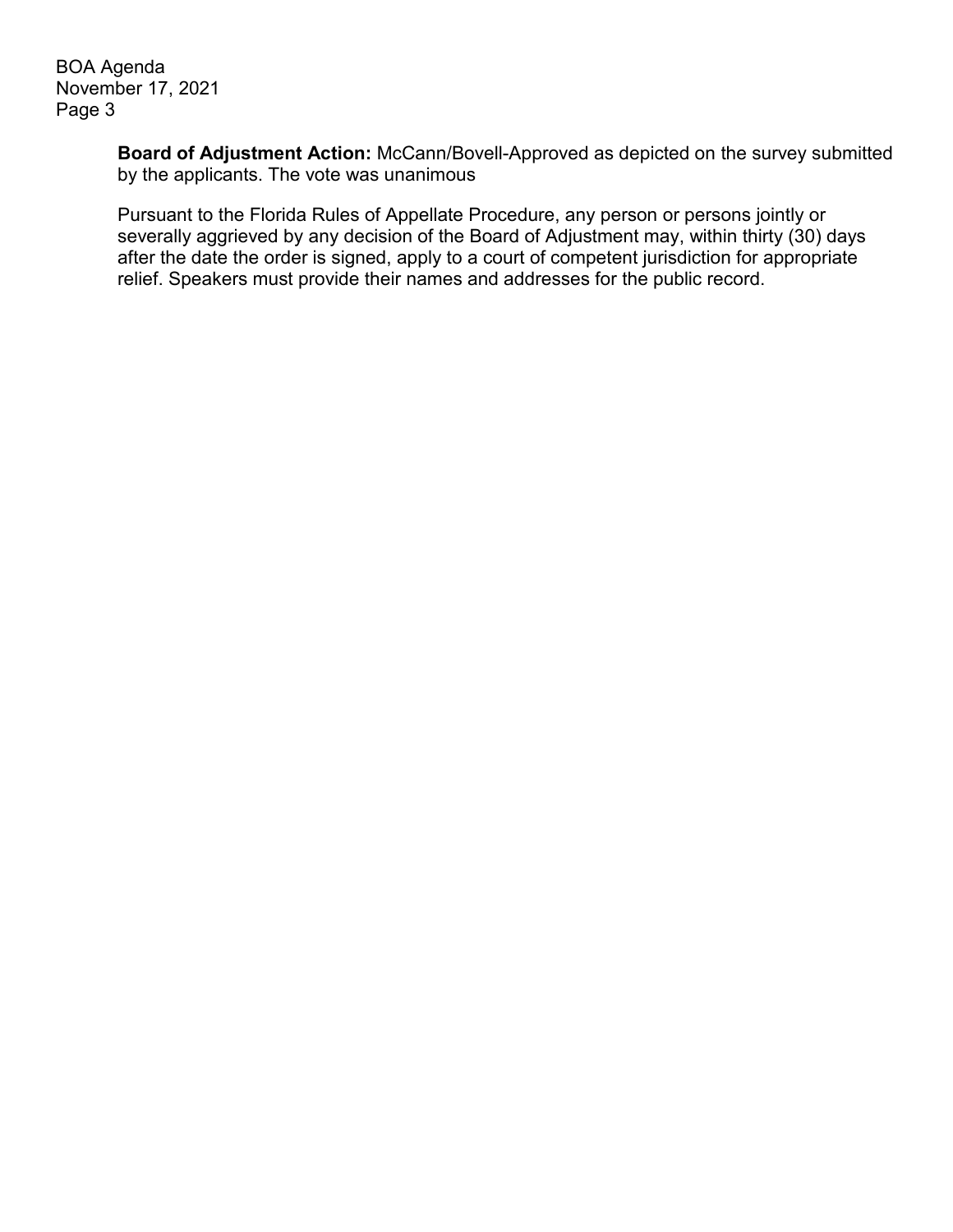**Board of Adjustment Action:** McCann/Bovell-Approved as depicted on the survey submitted by the applicants. The vote was unanimous

Pursuant to the Florida Rules of Appellate Procedure, any person or persons jointly or severally aggrieved by any decision of the Board of Adjustment may, within thirty (30) days after the date the order is signed, apply to a court of competent jurisdiction for appropriate relief. Speakers must provide their names and addresses for the public record.